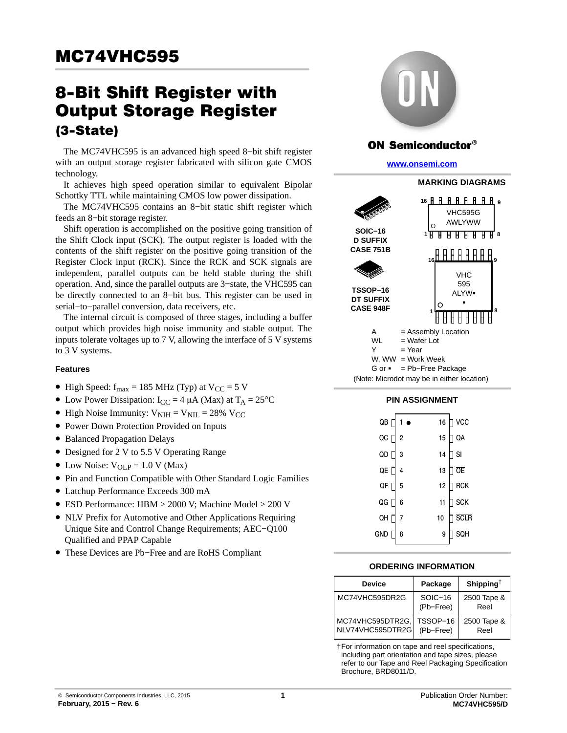# MC74VHC595

## 8-Bit Shift Register with Output Storage Register

### (3-State)

The MC74VHC595 is an advanced high speed 8−bit shift register with an output storage register fabricated with silicon gate CMOS technology.

It achieves high speed operation similar to equivalent Bipolar Schottky TTL while maintaining CMOS low power dissipation.

The MC74VHC595 contains an 8−bit static shift register which feeds an 8−bit storage register.

Shift operation is accomplished on the positive going transition of the Shift Clock input (SCK). The output register is loaded with the contents of the shift register on the positive going transition of the Register Clock input (RCK). Since the RCK and SCK signals are independent, parallel outputs can be held stable during the shift operation. And, since the parallel outputs are 3−state, the VHC595 can be directly connected to an 8−bit bus. This register can be used in serial−to−parallel conversion, data receivers, etc.

The internal circuit is composed of three stages, including a buffer output which provides high noise immunity and stable output. The inputs tolerate voltages up to 7 V, allowing the interface of 5 V systems to 3 V systems.

### Features

- High Speed: $f_{max}$ = 185 MHz (Typ) at $V_{CC}$ = 5 V
- Low Power Dissipation: $I_{CC}$ = 4 μA (Max) at $T_A$ = 25°C
- High Noise Immunity: $V_{NIH}$ = $V_{NIL}$ = 28% $V_{CC}$
- Power Down Protection Provided on Inputs
- Balanced Propagation Delays
- Designed for 2 V to 5.5 V Operating Range
- Low Noise: $V_{OLP}$ = 1.0 V (Max)
- Pin and Function Compatible with Other Standard Logic Families
- Latchup Performance Exceeds 300 mA
- ESD Performance: HBM > 2000 V; Machine Model > 200 V
- NLV Prefix for Automotive and Other Applications Requiring Unique Site and Control Change Requirements; AEC−Q100 Qualified and PPAP Capable
- These Devices are Pb−Free and are RoHS Compliant

**ON Semiconductor®**

**www.onsemi.com**

### MARKING DIAGRAMS

**SOIC−16**
**D SUFFIX**
**CASE 751B**

VHC595G
AWLYWW

**TSSOP−16**
**DT SUFFIX**
**CASE 948F**

VHC
595
ALYW▪
▪

A = Assembly Location
WL = Wafer Lot
Y = Year
W, WW = Work Week
G or ▪ = Pb−Free Package
(Note: Microdot may be in either location)

### PIN ASSIGNMENT

| Pin | Name | Pin | Name |
|---|---|---|---|
| 1 | QB | 16 | VCC |
| 2 | QC | 15 | QA |
| 3 | QD | 14 | SI |
| 4 | QE | 13 | $\overline{OE}$ |
| 5 | QF | 12 | RCK |
| 6 | QG | 11 | SCK |
| 7 | QH | 10 | $\overline{SCLR}$ |
| 8 | GND | 9 | SQH |

### ORDERING INFORMATION

| Device | Package | Shipping† |
|---|---|---|
| MC74VHC595DR2G | SOIC−16 (Pb−Free) | 2500 Tape & Reel |
| MC74VHC595DTR2G, NLV74VHC595DTR2G | TSSOP−16 (Pb−Free) | 2500 Tape & Reel |

†For information on tape and reel specifications, including part orientation and tape sizes, please refer to our Tape and Reel Packaging Specification Brochure, BRD8011/D.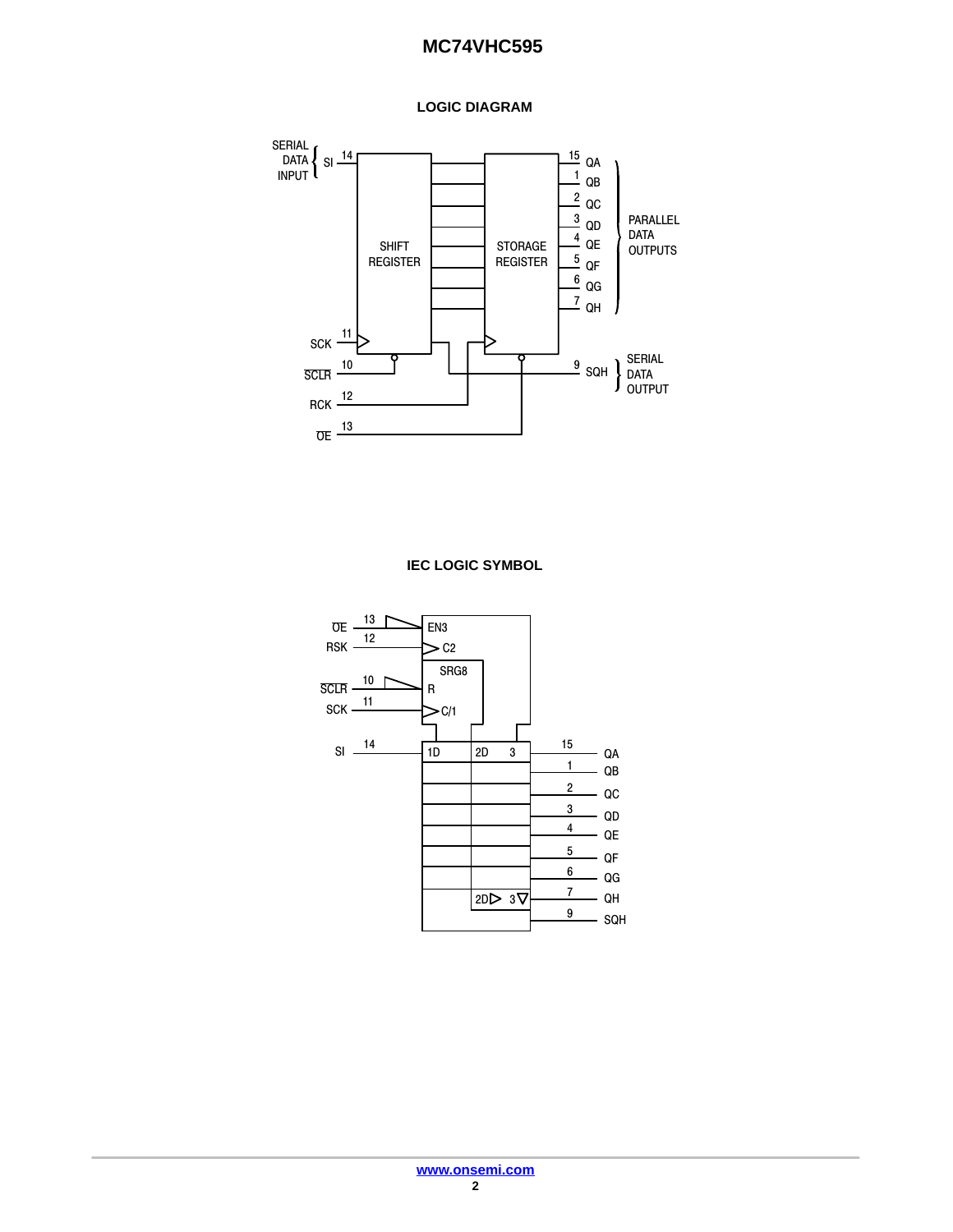## LOGIC DIAGRAM

SERIAL DATA INPUT — SI 14

SHIFT REGISTER

STORAGE REGISTER

15 QA, 1 QB, 2 QC, 3 QD, 4 QE, 5 QF, 6 QG, 7 QH — PARALLEL DATA OUTPUTS

9 SQH — SERIAL DATA OUTPUT

SCK 11

$\overline{SCLR}$ 10

RCK 12

$\overline{OE}$ 13

## IEC LOGIC SYMBOL

$\overline{OE}$ 13 — EN3

RSK 12 — C2

SRG8

$\overline{SCLR}$ 10 — R

SCK 11 — C/1

SI 14 — 1D

2D 3 — 15 QA

1 QB

2 QC

3 QD

4 QE

5 QF

6 QG

2D 3 — 7 QH

9 SQH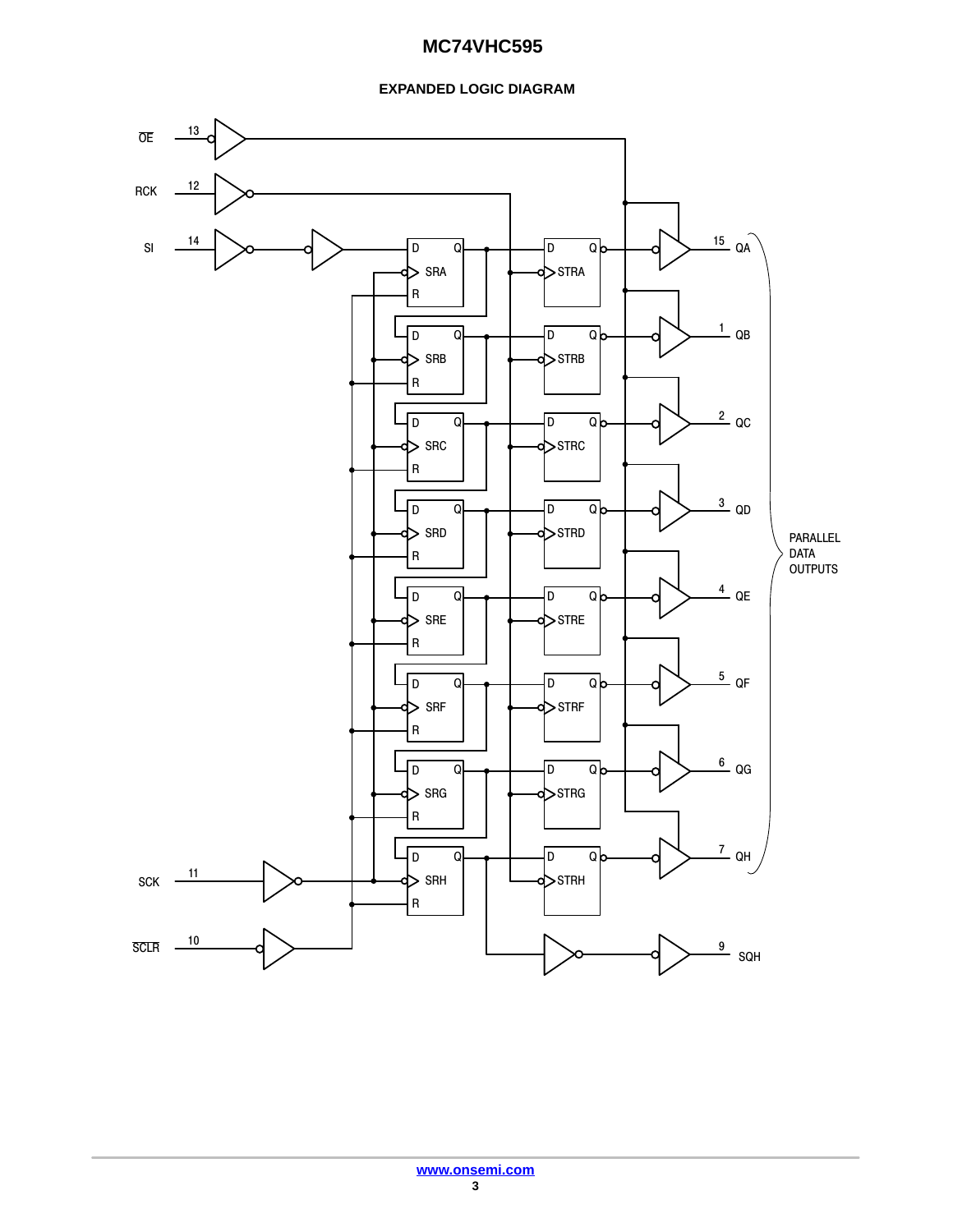## EXPANDED LOGIC DIAGRAM

OE 13
RCK 12
SI 14
SCK 11
SCLR 10

SRA, SRB, SRC, SRD, SRE, SRF, SRG, SRH
STRA, STRB, STRC, STRD, STRE, STRF, STRG, STRH

15 QA
1 QB
2 QC
3 QD
4 QE
5 QF
6 QG
7 QH

PARALLEL DATA OUTPUTS

9 SQH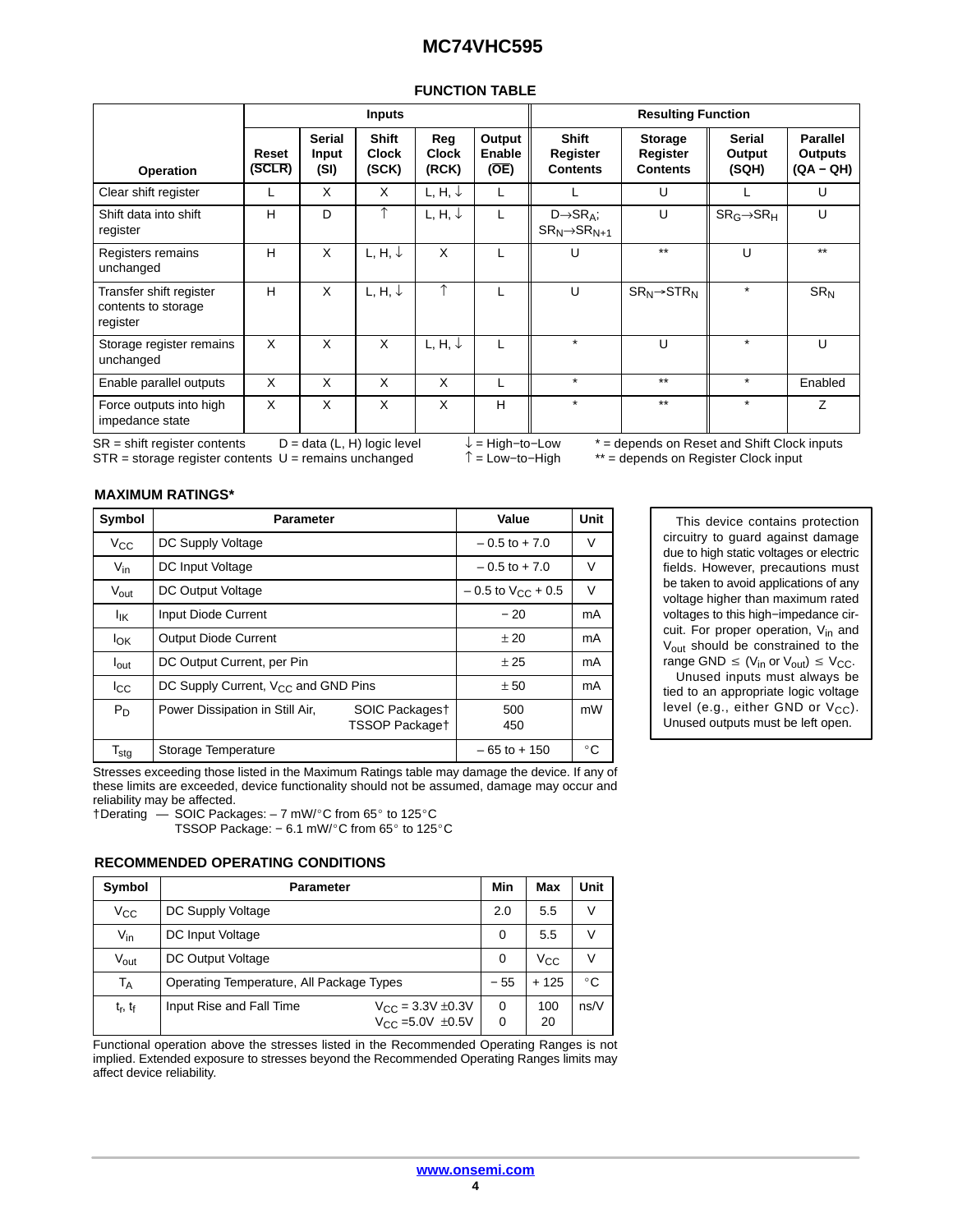## FUNCTION TABLE

| Operation | Inputs | | | | | Resulting Function | | | |
|---|---|---|---|---|---|---|---|---|---|
| | Reset ($\overline{SCLR}$) | Serial Input (SI) | Shift Clock (SCK) | Reg Clock (RCK) | Output Enable ($\overline{OE}$) | Shift Register Contents | Storage Register Contents | Serial Output (SQH) | Parallel Outputs (QA − QH) |
| Clear shift register | L | X | X | L, H, ↓ | L | L | U | L | U |
| Shift data into shift register | H | D | ↑ | L, H, ↓ | L | D→$SR_A$; $SR_N$→$SR_{N+1}$ | U | $SR_G$→$SR_H$ | U |
| Registers remains unchanged | H | X | L, H, ↓ | X | L | U | ** | U | ** |
| Transfer shift register contents to storage register | H | X | L, H, ↓ | ↑ | L | U | $SR_N$→$STR_N$ | * | $SR_N$ |
| Storage register remains unchanged | X | X | X | L, H, ↓ | L | * | U | * | U |
| Enable parallel outputs | X | X | X | X | L | * | ** | * | Enabled |
| Force outputs into high impedance state | X | X | X | X | H | * | ** | * | Z |

SR = shift register contents   D = data (L, H) logic level   ↓ = High−to−Low   * = depends on Reset and Shift Clock inputs
STR = storage register contents   U = remains unchanged   ↑ = Low−to−High   ** = depends on Register Clock input

### MAXIMUM RATINGS*

| Symbol | Parameter | | Value | Unit |
|---|---|---|---|---|
| $V_{CC}$ | DC Supply Voltage | | – 0.5 to + 7.0 | V |
| $V_{in}$ | DC Input Voltage | | – 0.5 to + 7.0 | V |
| $V_{out}$ | DC Output Voltage | | – 0.5 to $V_{CC}$ + 0.5 | V |
| $I_{IK}$ | Input Diode Current | | − 20 | mA |
| $I_{OK}$ | Output Diode Current | | ± 20 | mA |
| $I_{out}$ | DC Output Current, per Pin | | ± 25 | mA |
| $I_{CC}$ | DC Supply Current, $V_{CC}$ and GND Pins | | ± 50 | mA |
| $P_D$ | Power Dissipation in Still Air, | SOIC Packages† | 500 | mW |
| | | TSSOP Package† | 450 | |
| $T_{stg}$ | Storage Temperature | | – 65 to + 150 | °C |

Stresses exceeding those listed in the Maximum Ratings table may damage the device. If any of these limits are exceeded, device functionality should not be assumed, damage may occur and reliability may be affected.

†Derating — SOIC Packages: – 7 mW/°C from 65° to 125°C
TSSOP Package: − 6.1 mW/°C from 65° to 125°C

This device contains protection circuitry to guard against damage due to high static voltages or electric fields. However, precautions must be taken to avoid applications of any voltage higher than maximum rated voltages to this high−impedance circuit. For proper operation, $V_{in}$ and $V_{out}$ should be constrained to the range GND ≤ ($V_{in}$ or $V_{out}$) ≤ $V_{CC}$.

Unused inputs must always be tied to an appropriate logic voltage level (e.g., either GND or $V_{CC}$). Unused outputs must be left open.

### RECOMMENDED OPERATING CONDITIONS

| Symbol | Parameter | | Min | Max | Unit |
|---|---|---|---|---|---|
| $V_{CC}$ | DC Supply Voltage | | 2.0 | 5.5 | V |
| $V_{in}$ | DC Input Voltage | | 0 | 5.5 | V |
| $V_{out}$ | DC Output Voltage | | 0 | $V_{CC}$ | V |
| $T_A$ | Operating Temperature, All Package Types | | − 55 | + 125 | °C |
| $t_r$, $t_f$ | Input Rise and Fall Time | $V_{CC}$ = 3.3V ±0.3V | 0 | 100 | ns/V |
| | | $V_{CC}$ =5.0V ±0.5V | 0 | 20 | |

Functional operation above the stresses listed in the Recommended Operating Ranges is not implied. Extended exposure to stresses beyond the Recommended Operating Ranges limits may affect device reliability.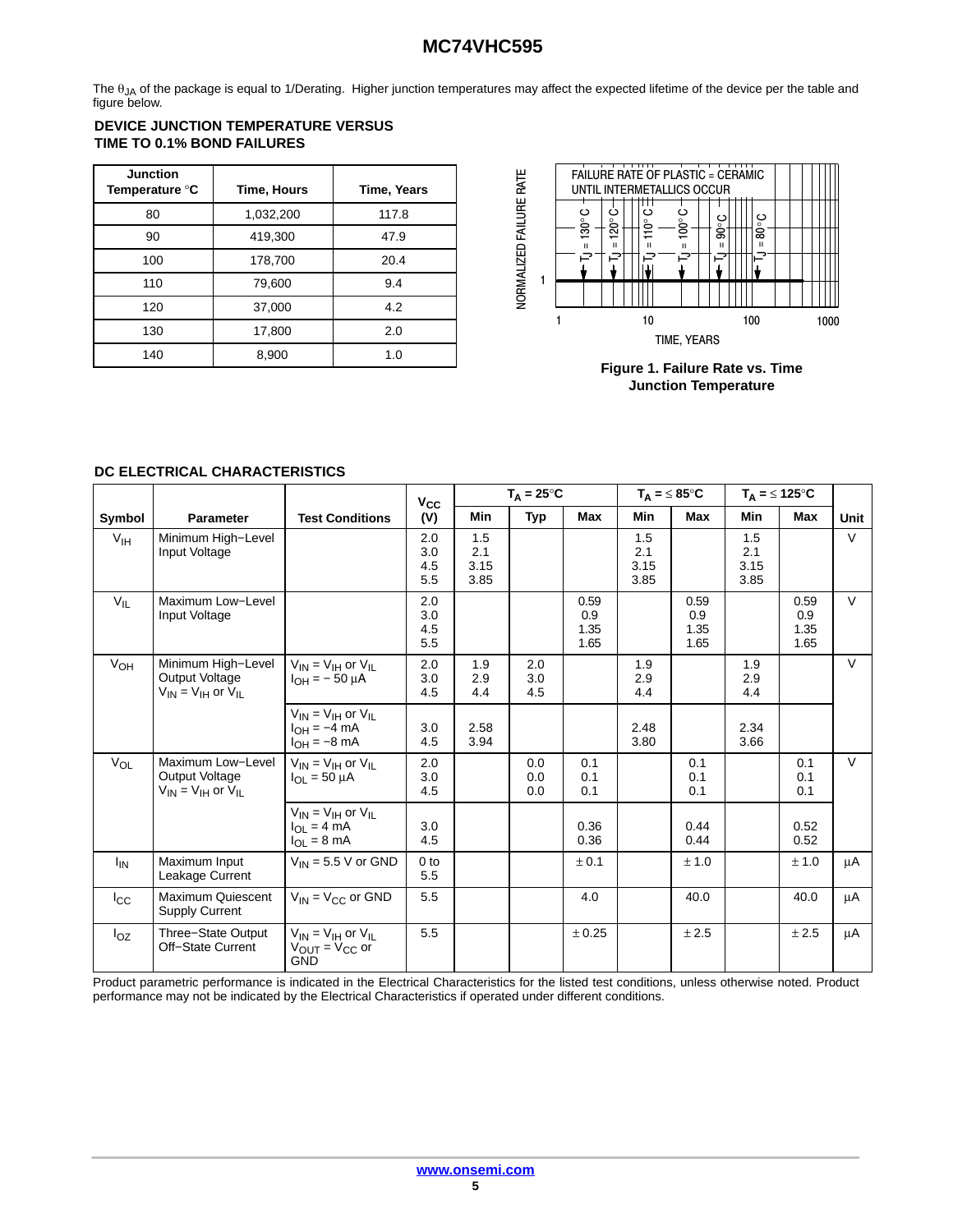The $\theta_{JA}$ of the package is equal to 1/Derating. Higher junction temperatures may affect the expected lifetime of the device per the table and figure below.

**DEVICE JUNCTION TEMPERATURE VERSUS TIME TO 0.1% BOND FAILURES**

| Junction Temperature °C | Time, Hours | Time, Years |
|---|---|---|
| 80 | 1,032,200 | 117.8 |
| 90 | 419,300 | 47.9 |
| 100 | 178,700 | 20.4 |
| 110 | 79,600 | 9.4 |
| 120 | 37,000 | 4.2 |
| 130 | 17,800 | 2.0 |
| 140 | 8,900 | 1.0 |

NORMALIZED FAILURE RATE

FAILURE RATE OF PLASTIC = CERAMIC UNTIL INTERMETALLICS OCCUR

$T_J$ = 130° C, $T_J$ = 120° C, $T_J$ = 110° C, $T_J$ = 100° C, $T_J$ = 90° C, $T_J$ = 80° C

TIME, YEARS

**Figure 1. Failure Rate vs. Time Junction Temperature**

**DC ELECTRICAL CHARACTERISTICS**

| Symbol | Parameter | Test Conditions | $V_{CC}$ (V) | $T_A$ = 25°C Min | $T_A$ = 25°C Typ | $T_A$ = 25°C Max | $T_A$ = ≤ 85°C Min | $T_A$ = ≤ 85°C Max | $T_A$ = ≤ 125°C Min | $T_A$ = ≤ 125°C Max | Unit |
|---|---|---|---|---|---|---|---|---|---|---|---|
| $V_{IH}$ | Minimum High−Level Input Voltage | | 2.0<br>3.0<br>4.5<br>5.5 | 1.5<br>2.1<br>3.15<br>3.85 | | | 1.5<br>2.1<br>3.15<br>3.85 | | 1.5<br>2.1<br>3.15<br>3.85 | | V |
| $V_{IL}$ | Maximum Low−Level Input Voltage | | 2.0<br>3.0<br>4.5<br>5.5 | | | 0.59<br>0.9<br>1.35<br>1.65 | | 0.59<br>0.9<br>1.35<br>1.65 | | 0.59<br>0.9<br>1.35<br>1.65 | V |
| $V_{OH}$ | Minimum High−Level Output Voltage $V_{IN} = V_{IH}$ or $V_{IL}$ | $V_{IN} = V_{IH}$ or $V_{IL}$<br>$I_{OH} = -50\ \mu A$ | 2.0<br>3.0<br>4.5 | 1.9<br>2.9<br>4.4 | 2.0<br>3.0<br>4.5 | | 1.9<br>2.9<br>4.4 | | 1.9<br>2.9<br>4.4 | | V |
| | | $V_{IN} = V_{IH}$ or $V_{IL}$<br>$I_{OH} = -4$ mA<br>$I_{OH} = -8$ mA | 3.0<br>4.5 | 2.58<br>3.94 | | | 2.48<br>3.80 | | 2.34<br>3.66 | | |
| $V_{OL}$ | Maximum Low−Level Output Voltage $V_{IN} = V_{IH}$ or $V_{IL}$ | $V_{IN} = V_{IH}$ or $V_{IL}$<br>$I_{OL} = 50\ \mu A$ | 2.0<br>3.0<br>4.5 | | 0.0<br>0.0<br>0.0 | 0.1<br>0.1<br>0.1 | | 0.1<br>0.1<br>0.1 | | 0.1<br>0.1<br>0.1 | V |
| | | $V_{IN} = V_{IH}$ or $V_{IL}$<br>$I_{OL} = 4$ mA<br>$I_{OL} = 8$ mA | 3.0<br>4.5 | | | 0.36<br>0.36 | | 0.44<br>0.44 | | 0.52<br>0.52 | |
| $I_{IN}$ | Maximum Input Leakage Current | $V_{IN}$ = 5.5 V or GND | 0 to 5.5 | | | ± 0.1 | | ± 1.0 | | ± 1.0 | μA |
| $I_{CC}$ | Maximum Quiescent Supply Current | $V_{IN} = V_{CC}$ or GND | 5.5 | | | 4.0 | | 40.0 | | 40.0 | μA |
| $I_{OZ}$ | Three−State Output Off−State Current | $V_{IN} = V_{IH}$ or $V_{IL}$<br>$V_{OUT} = V_{CC}$ or GND | 5.5 | | | ± 0.25 | | ± 2.5 | | ± 2.5 | μA |

Product parametric performance is indicated in the Electrical Characteristics for the listed test conditions, unless otherwise noted. Product performance may not be indicated by the Electrical Characteristics if operated under different conditions.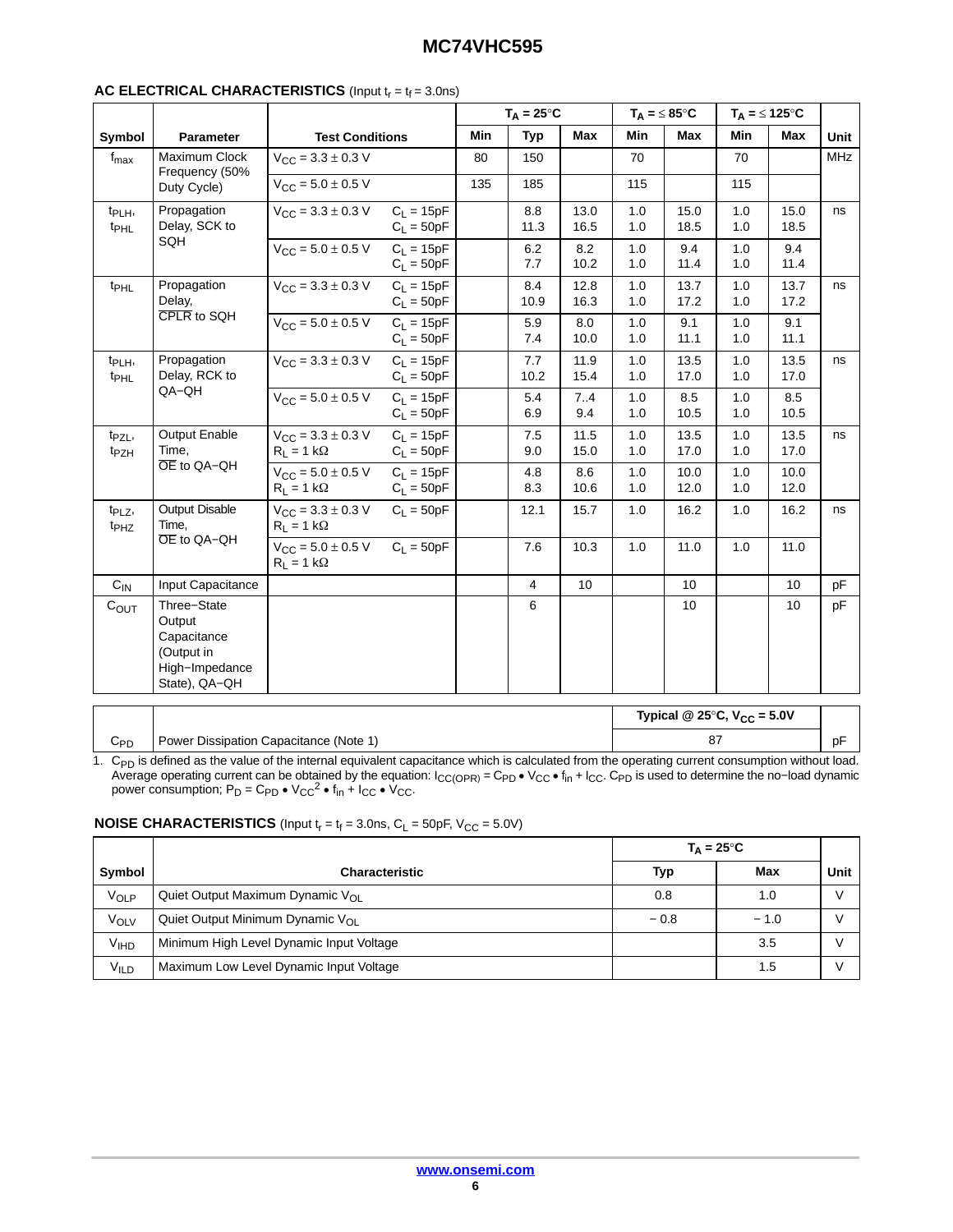**AC ELECTRICAL CHARACTERISTICS** (Input $t_r = t_f = 3.0ns$)

| Symbol | Parameter | Test Conditions | | $T_A = 25°C$ | | | $T_A = \leq 85°C$ | | $T_A = \leq 125°C$ | | Unit |
|---|---|---|---|---|---|---|---|---|---|---|---|
| | | | | Min | Typ | Max | Min | Max | Min | Max | |
| $f_{max}$ | Maximum Clock Frequency (50% Duty Cycle) | $V_{CC} = 3.3 \pm 0.3$ V | | 80 | 150 | | 70 | | 70 | | MHz |
| | | $V_{CC} = 5.0 \pm 0.5$ V | | 135 | 185 | | 115 | | 115 | | |
| $t_{PLH}$, $t_{PHL}$ | Propagation Delay, SCK to SQH | $V_{CC} = 3.3 \pm 0.3$ V | $C_L = 15pF$<br>$C_L = 50pF$ | | 8.8<br>11.3 | 13.0<br>16.5 | 1.0<br>1.0 | 15.0<br>18.5 | 1.0<br>1.0 | 15.0<br>18.5 | ns |
| | | $V_{CC} = 5.0 \pm 0.5$ V | $C_L = 15pF$<br>$C_L = 50pF$ | | 6.2<br>7.7 | 8.2<br>10.2 | 1.0<br>1.0 | 9.4<br>11.4 | 1.0<br>1.0 | 9.4<br>11.4 | |
| $t_{PHL}$ | Propagation Delay, $\overline{CPLR}$ to SQH | $V_{CC} = 3.3 \pm 0.3$ V | $C_L = 15pF$<br>$C_L = 50pF$ | | 8.4<br>10.9 | 12.8<br>16.3 | 1.0<br>1.0 | 13.7<br>17.2 | 1.0<br>1.0 | 13.7<br>17.2 | ns |
| | | $V_{CC} = 5.0 \pm 0.5$ V | $C_L = 15pF$<br>$C_L = 50pF$ | | 5.9<br>7.4 | 8.0<br>10.0 | 1.0<br>1.0 | 9.1<br>11.1 | 1.0<br>1.0 | 9.1<br>11.1 | |
| $t_{PLH}$, $t_{PHL}$ | Propagation Delay, RCK to QA−QH | $V_{CC} = 3.3 \pm 0.3$ V | $C_L = 15pF$<br>$C_L = 50pF$ | | 7.7<br>10.2 | 11.9<br>15.4 | 1.0<br>1.0 | 13.5<br>17.0 | 1.0<br>1.0 | 13.5<br>17.0 | ns |
| | | $V_{CC} = 5.0 \pm 0.5$ V | $C_L = 15pF$<br>$C_L = 50pF$ | | 5.4<br>6.9 | 7..4<br>9.4 | 1.0<br>1.0 | 8.5<br>10.5 | 1.0<br>1.0 | 8.5<br>10.5 | |
| $t_{PZL}$, $t_{PZH}$ | Output Enable Time, $\overline{OE}$ to QA−QH | $V_{CC} = 3.3 \pm 0.3$ V<br>$R_L = 1$ kΩ | $C_L = 15pF$<br>$C_L = 50pF$ | | 7.5<br>9.0 | 11.5<br>15.0 | 1.0<br>1.0 | 13.5<br>17.0 | 1.0<br>1.0 | 13.5<br>17.0 | ns |
| | | $V_{CC} = 5.0 \pm 0.5$ V<br>$R_L = 1$ kΩ | $C_L = 15pF$<br>$C_L = 50pF$ | | 4.8<br>8.3 | 8.6<br>10.6 | 1.0<br>1.0 | 10.0<br>12.0 | 1.0<br>1.0 | 10.0<br>12.0 | |
| $t_{PLZ}$, $t_{PHZ}$ | Output Disable Time, $\overline{OE}$ to QA−QH | $V_{CC} = 3.3 \pm 0.3$ V<br>$R_L = 1$ kΩ | $C_L = 50pF$ | | 12.1 | 15.7 | 1.0 | 16.2 | 1.0 | 16.2 | ns |
| | | $V_{CC} = 5.0 \pm 0.5$ V<br>$R_L = 1$ kΩ | $C_L = 50pF$ | | 7.6 | 10.3 | 1.0 | 11.0 | 1.0 | 11.0 | |
| $C_{IN}$ | Input Capacitance | | | | 4 | 10 | | 10 | | 10 | pF |
| $C_{OUT}$ | Three−State Output Capacitance (Output in High−Impedance State), QA−QH | | | | 6 | | | 10 | | 10 | pF |

| | | Typical @ 25°C, $V_{CC} = 5.0V$ | |
|---|---|---|---|
| $C_{PD}$ | Power Dissipation Capacitance (Note 1) | 87 | pF |

1. $C_{PD}$ is defined as the value of the internal equivalent capacitance which is calculated from the operating current consumption without load. Average operating current can be obtained by the equation: $I_{CC(OPR)} = C_{PD} \bullet V_{CC} \bullet f_{in} + I_{CC}$. $C_{PD}$ is used to determine the no−load dynamic power consumption; $P_D = C_{PD} \bullet V_{CC}{}^2 \bullet f_{in} + I_{CC} \bullet V_{CC}$.

**NOISE CHARACTERISTICS** (Input $t_r = t_f = 3.0ns$, $C_L = 50pF$, $V_{CC} = 5.0V$)

| Symbol | Characteristic | $T_A = 25°C$ Typ | $T_A = 25°C$ Max | Unit |
|---|---|---|---|---|
| $V_{OLP}$ | Quiet Output Maximum Dynamic $V_{OL}$ | 0.8 | 1.0 | V |
| $V_{OLV}$ | Quiet Output Minimum Dynamic $V_{OL}$ | − 0.8 | − 1.0 | V |
| $V_{IHD}$ | Minimum High Level Dynamic Input Voltage | | 3.5 | V |
| $V_{ILD}$ | Maximum Low Level Dynamic Input Voltage | | 1.5 | V |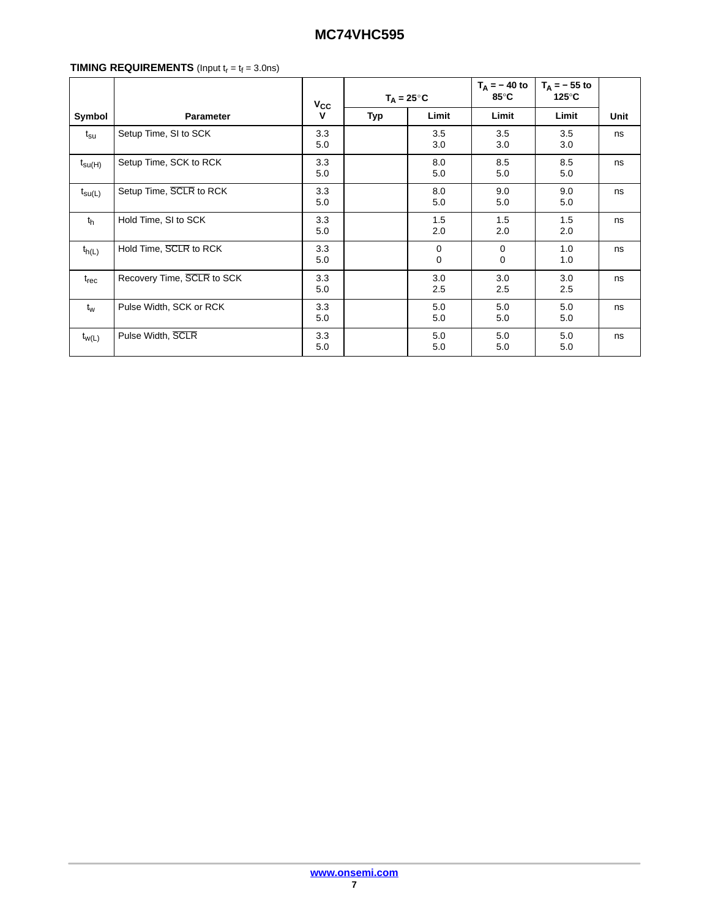**TIMING REQUIREMENTS** (Input $t_r$ = $t_f$ = 3.0ns)

| Symbol | Parameter | $V_{CC}$ V | $T_A$ = 25°C | | $T_A$ = − 40 to 85°C | $T_A$ = − 55 to 125°C | Unit |
|---|---|---|---|---|---|---|---|
| | | | Typ | Limit | Limit | Limit | |
| $t_{su}$ | Setup Time, SI to SCK | 3.3<br>5.0 | | 3.5<br>3.0 | 3.5<br>3.0 | 3.5<br>3.0 | ns |
| $t_{su(H)}$ | Setup Time, SCK to RCK | 3.3<br>5.0 | | 8.0<br>5.0 | 8.5<br>5.0 | 8.5<br>5.0 | ns |
| $t_{su(L)}$ | Setup Time, $\overline{SCLR}$ to RCK | 3.3<br>5.0 | | 8.0<br>5.0 | 9.0<br>5.0 | 9.0<br>5.0 | ns |
| $t_h$ | Hold Time, SI to SCK | 3.3<br>5.0 | | 1.5<br>2.0 | 1.5<br>2.0 | 1.5<br>2.0 | ns |
| $t_{h(L)}$ | Hold Time, $\overline{SCLR}$ to RCK | 3.3<br>5.0 | | 0<br>0 | 0<br>0 | 1.0<br>1.0 | ns |
| $t_{rec}$ | Recovery Time, $\overline{SCLR}$ to SCK | 3.3<br>5.0 | | 3.0<br>2.5 | 3.0<br>2.5 | 3.0<br>2.5 | ns |
| $t_w$ | Pulse Width, SCK or RCK | 3.3<br>5.0 | | 5.0<br>5.0 | 5.0<br>5.0 | 5.0<br>5.0 | ns |
| $t_{w(L)}$ | Pulse Width, $\overline{SCLR}$ | 3.3<br>5.0 | | 5.0<br>5.0 | 5.0<br>5.0 | 5.0<br>5.0 | ns |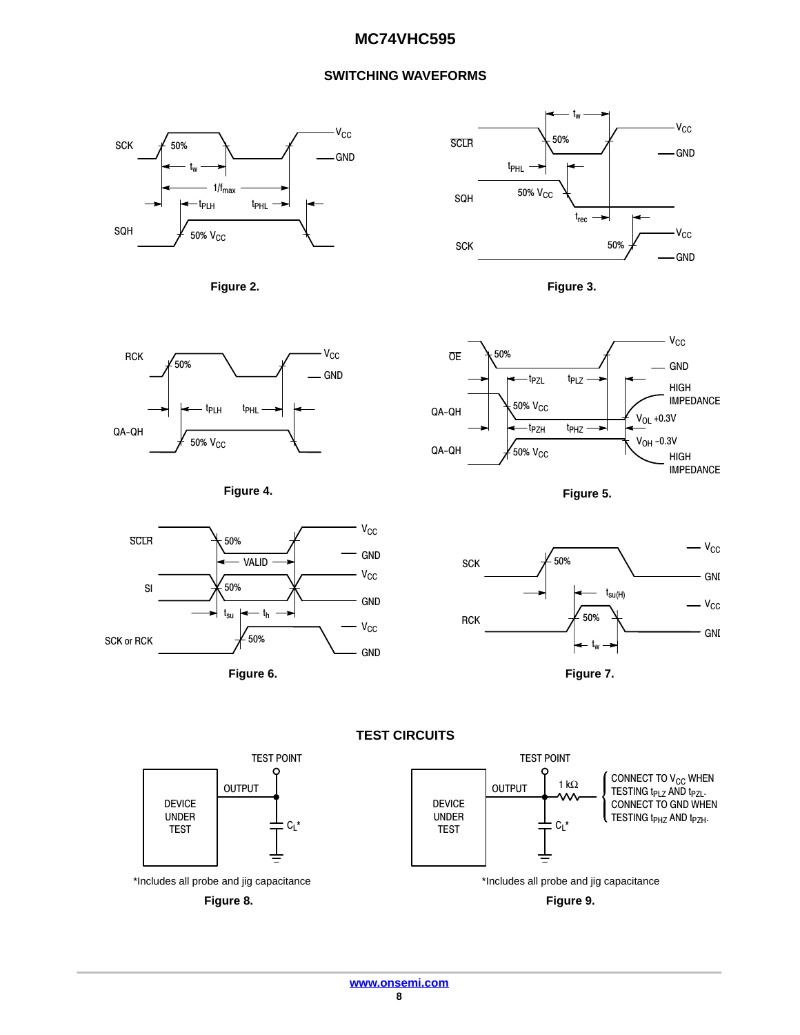## SWITCHING WAVEFORMS

Figure 2.

Figure 3.

Figure 4.

Figure 5.

Figure 6.

Figure 7.

## TEST CIRCUITS

*Includes all probe and jig capacitance

Figure 8.

*Includes all probe and jig capacitance

Figure 9.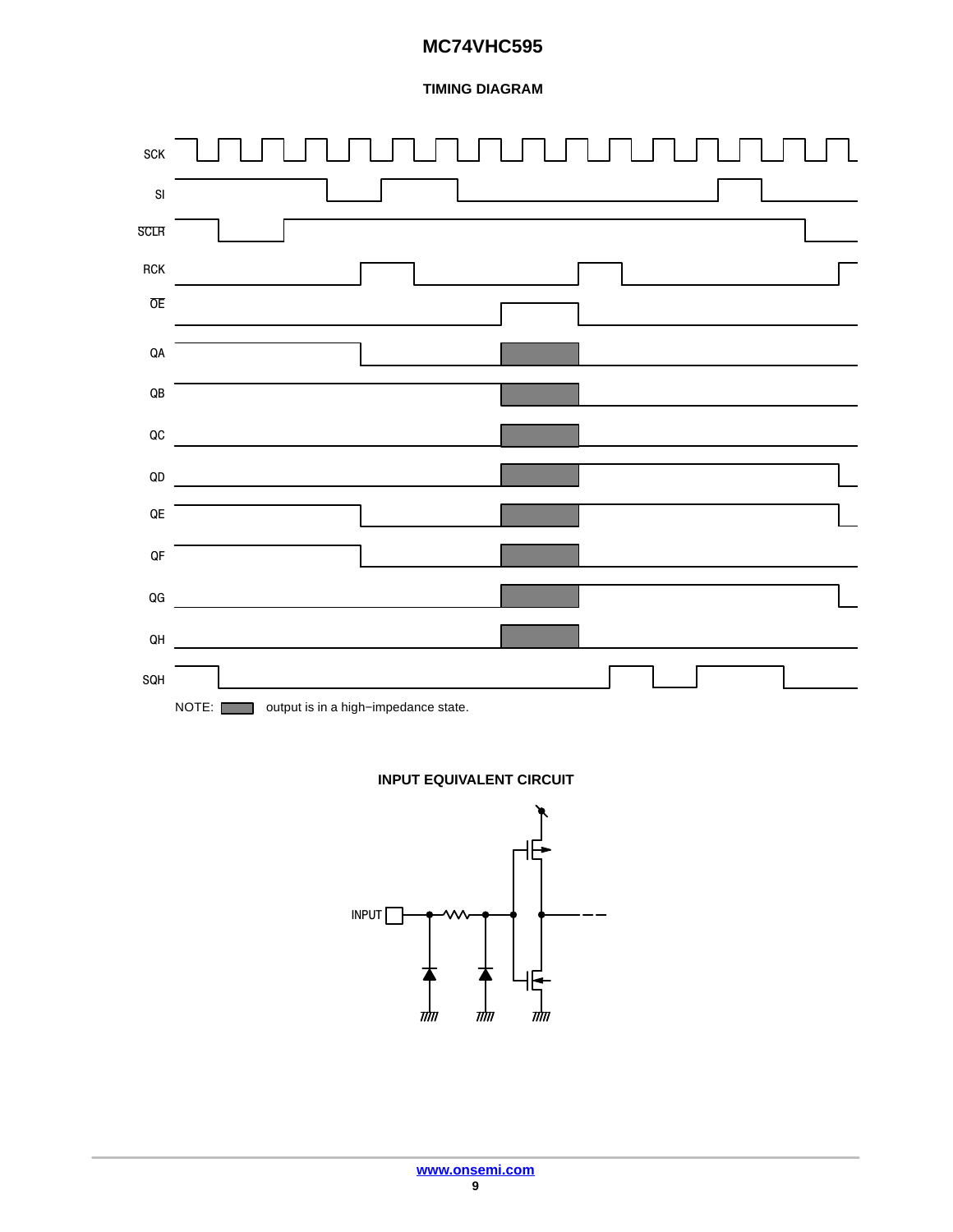## TIMING DIAGRAM

SCK

SI

$\overline{SCLR}$

RCK

$\overline{OE}$

QA

QB

QC

QD

QE

QF

QG

QH

SQH

NOTE: output is in a high−impedance state.

## INPUT EQUIVALENT CIRCUIT

INPUT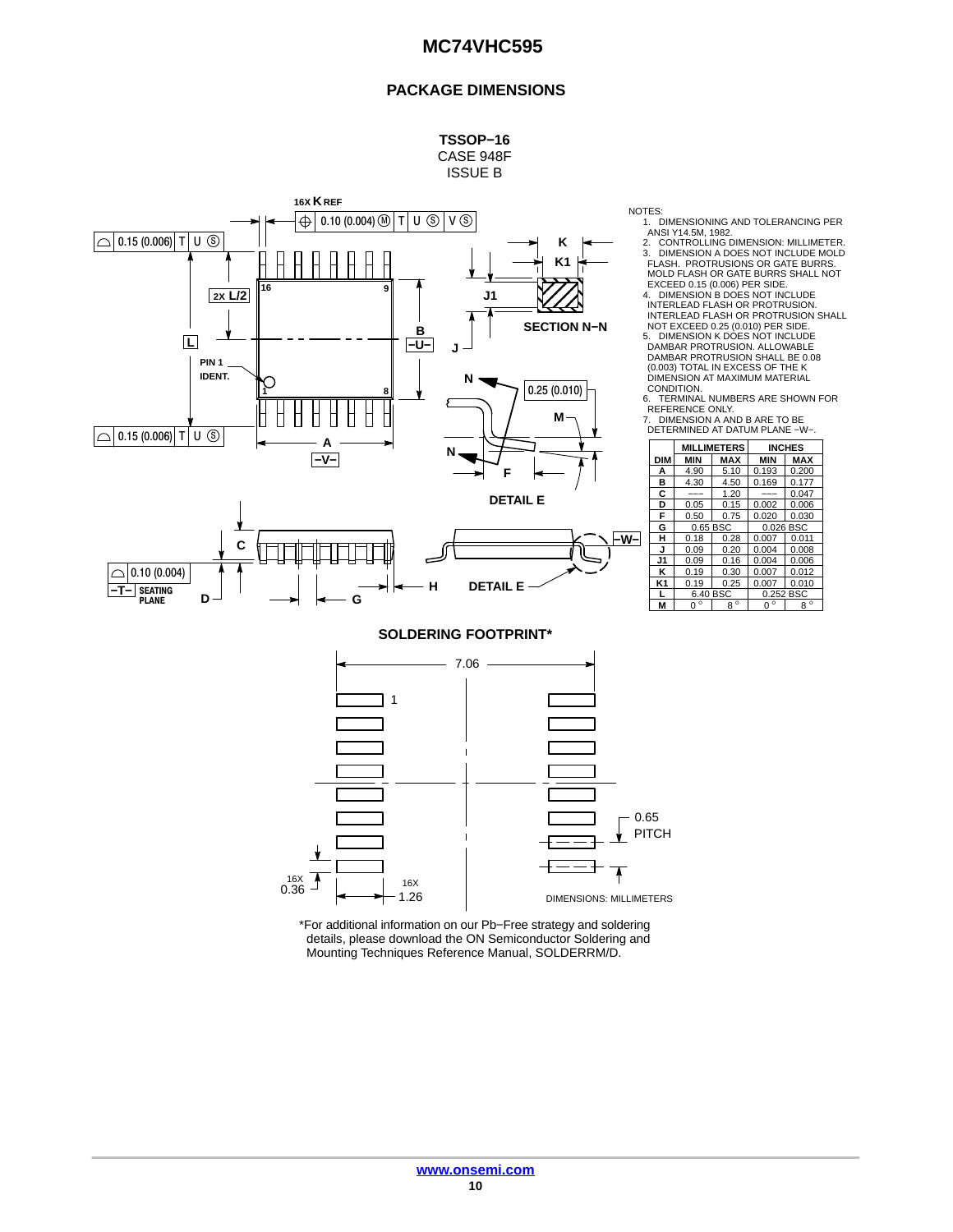## PACKAGE DIMENSIONS

**TSSOP−16**
CASE 948F
ISSUE B

NOTES:
1. DIMENSIONING AND TOLERANCING PER ANSI Y14.5M, 1982.
2. CONTROLLING DIMENSION: MILLIMETER.
3. DIMENSION A DOES NOT INCLUDE MOLD FLASH. PROTRUSIONS OR GATE BURRS. MOLD FLASH OR GATE BURRS SHALL NOT EXCEED 0.15 (0.006) PER SIDE.
4. DIMENSION B DOES NOT INCLUDE INTERLEAD FLASH OR PROTRUSION. INTERLEAD FLASH OR PROTRUSION SHALL NOT EXCEED 0.25 (0.010) PER SIDE.
5. DIMENSION K DOES NOT INCLUDE DAMBAR PROTRUSION. ALLOWABLE DAMBAR PROTRUSION SHALL BE 0.08 (0.003) TOTAL IN EXCESS OF THE K DIMENSION AT MAXIMUM MATERIAL CONDITION.
6. TERMINAL NUMBERS ARE SHOWN FOR REFERENCE ONLY.
7. DIMENSION A AND B ARE TO BE DETERMINED AT DATUM PLANE −W−.

| DIM | MILLIMETERS MIN | MILLIMETERS MAX | INCHES MIN | INCHES MAX |
|---|---|---|---|---|
| A | 4.90 | 5.10 | 0.193 | 0.200 |
| B | 4.30 | 4.50 | 0.169 | 0.177 |
| C | --- | 1.20 | --- | 0.047 |
| D | 0.05 | 0.15 | 0.002 | 0.006 |
| F | 0.50 | 0.75 | 0.020 | 0.030 |
| G | 0.65 BSC | | 0.026 BSC | |
| H | 0.18 | 0.28 | 0.007 | 0.011 |
| J | 0.09 | 0.20 | 0.004 | 0.008 |
| J1 | 0.09 | 0.16 | 0.004 | 0.006 |
| K | 0.19 | 0.30 | 0.007 | 0.012 |
| K1 | 0.19 | 0.25 | 0.007 | 0.010 |
| L | 6.40 BSC | | 0.252 BSC | |
| M | 0° | 8° | 0° | 8° |

### SOLDERING FOOTPRINT*

7.06; 16X 0.36; 16X 1.26; 0.65 PITCH

DIMENSIONS: MILLIMETERS

*For additional information on our Pb−Free strategy and soldering details, please download the ON Semiconductor Soldering and Mounting Techniques Reference Manual, SOLDERRM/D.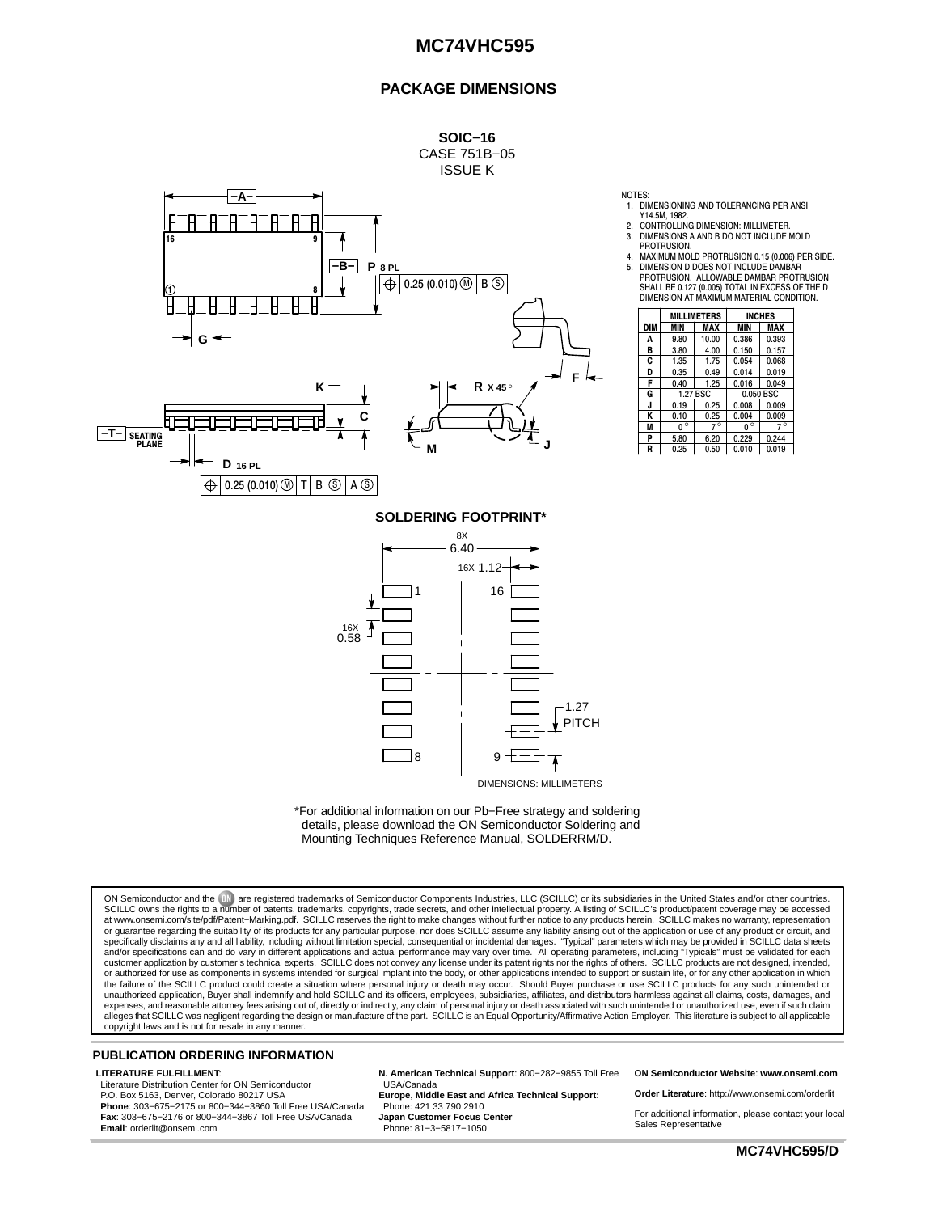## PACKAGE DIMENSIONS

**SOIC−16**
CASE 751B−05
ISSUE K

−A−
16
9
−B−
P 8 PL
0.25 (0.010) M B S
1
8
G
K
C
−T− SEATING PLANE
D 16 PL
0.25 (0.010) M T B S A S
R X 45°
F
M
J

NOTES:
1. DIMENSIONING AND TOLERANCING PER ANSI Y14.5M, 1982.
2. CONTROLLING DIMENSION: MILLIMETER.
3. DIMENSIONS A AND B DO NOT INCLUDE MOLD PROTRUSION.
4. MAXIMUM MOLD PROTRUSION 0.15 (0.006) PER SIDE.
5. DIMENSION D DOES NOT INCLUDE DAMBAR PROTRUSION. ALLOWABLE DAMBAR PROTRUSION SHALL BE 0.127 (0.005) TOTAL IN EXCESS OF THE D DIMENSION AT MAXIMUM MATERIAL CONDITION.

| | MILLIMETERS | | INCHES | |
|---|---|---|---|---|
| DIM | MIN | MAX | MIN | MAX |
| A | 9.80 | 10.00 | 0.386 | 0.393 |
| B | 3.80 | 4.00 | 0.150 | 0.157 |
| C | 1.35 | 1.75 | 0.054 | 0.068 |
| D | 0.35 | 0.49 | 0.014 | 0.019 |
| F | 0.40 | 1.25 | 0.016 | 0.049 |
| G | 1.27 BSC | | 0.050 BSC | |
| J | 0.19 | 0.25 | 0.008 | 0.009 |
| K | 0.10 | 0.25 | 0.004 | 0.009 |
| M | 0° | 7° | 0° | 7° |
| P | 5.80 | 6.20 | 0.229 | 0.244 |
| R | 0.25 | 0.50 | 0.010 | 0.019 |

### SOLDERING FOOTPRINT*

8X
6.40
16X 1.12
1
16
16X
0.58
1.27
PITCH
8
9

DIMENSIONS: MILLIMETERS

*For additional information on our Pb−Free strategy and soldering details, please download the ON Semiconductor Soldering and Mounting Techniques Reference Manual, SOLDERRM/D.

ON Semiconductor and the ON logo are registered trademarks of Semiconductor Components Industries, LLC (SCILLC) or its subsidiaries in the United States and/or other countries. SCILLC owns the rights to a number of patents, trademarks, copyrights, trade secrets, and other intellectual property. A listing of SCILLC's product/patent coverage may be accessed at www.onsemi.com/site/pdf/Patent−Marking.pdf. SCILLC reserves the right to make changes without further notice to any products herein. SCILLC makes no warranty, representation or guarantee regarding the suitability of its products for any particular purpose, nor does SCILLC assume any liability arising out of the application or use of any product or circuit, and specifically disclaims any and all liability, including without limitation special, consequential or incidental damages. "Typical" parameters which may be provided in SCILLC data sheets and/or specifications can and do vary in different applications and actual performance may vary over time. All operating parameters, including "Typicals" must be validated for each customer application by customer's technical experts. SCILLC does not convey any license under its patent rights nor the rights of others. SCILLC products are not designed, intended, or authorized for use as components in systems intended for surgical implant into the body, or other applications intended to support or sustain life, or for any other application in which the failure of the SCILLC product could create a situation where personal injury or death may occur. Should Buyer purchase or use SCILLC products for any such unintended or unauthorized application, Buyer shall indemnify and hold SCILLC and its officers, employees, subsidiaries, affiliates, and distributors harmless against all claims, costs, damages, and expenses, and reasonable attorney fees arising out of, directly or indirectly, any claim of personal injury or death associated with such unintended or unauthorized use, even if such claim alleges that SCILLC was negligent regarding the design or manufacture of the part. SCILLC is an Equal Opportunity/Affirmative Action Employer. This literature is subject to all applicable copyright laws and is not for resale in any manner.

## PUBLICATION ORDERING INFORMATION

**LITERATURE FULFILLMENT**:
Literature Distribution Center for ON Semiconductor
P.O. Box 5163, Denver, Colorado 80217 USA
**Phone**: 303−675−2175 or 800−344−3860 Toll Free USA/Canada
**Fax**: 303−675−2176 or 800−344−3867 Toll Free USA/Canada
**Email**: orderlit@onsemi.com

**N. American Technical Support**: 800−282−9855 Toll Free USA/Canada
**Europe, Middle East and Africa Technical Support:**
Phone: 421 33 790 2910
**Japan Customer Focus Center**
Phone: 81−3−5817−1050

**ON Semiconductor Website**: **www.onsemi.com**

**Order Literature**: http://www.onsemi.com/orderlit

For additional information, please contact your local Sales Representative

**MC74VHC595/D**